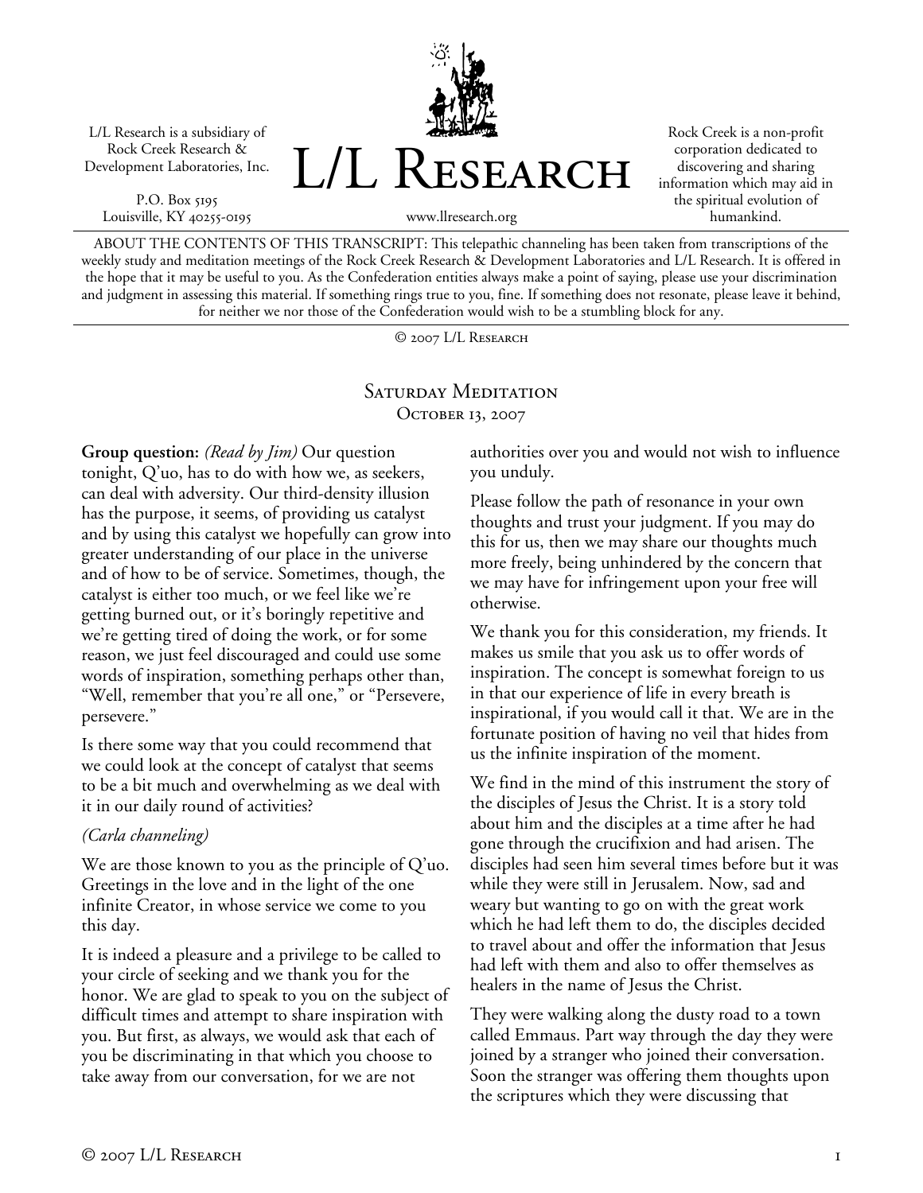L/L Research is a subsidiary of Rock Creek Research & Development Laboratories, Inc.

P.O. Box 5195
Louisville, KY 40255-0195

# L/L Research

www.llresearch.org

Rock Creek is a non-profit corporation dedicated to discovering and sharing information which may aid in the spiritual evolution of humankind.

ABOUT THE CONTENTS OF THIS TRANSCRIPT: This telepathic channeling has been taken from transcriptions of the weekly study and meditation meetings of the Rock Creek Research & Development Laboratories and L/L Research. It is offered in the hope that it may be useful to you. As the Confederation entities always make a point of saying, please use your discrimination and judgment in assessing this material. If something rings true to you, fine. If something does not resonate, please leave it behind, for neither we nor those of the Confederation would wish to be a stumbling block for any.

© 2007 L/L Research

## Saturday Meditation
### October 13, 2007

**Group question:** *(Read by Jim)* Our question tonight, Q'uo, has to do with how we, as seekers, can deal with adversity. Our third-density illusion has the purpose, it seems, of providing us catalyst and by using this catalyst we hopefully can grow into greater understanding of our place in the universe and of how to be of service. Sometimes, though, the catalyst is either too much, or we feel like we're getting burned out, or it's boringly repetitive and we're getting tired of doing the work, or for some reason, we just feel discouraged and could use some words of inspiration, something perhaps other than, "Well, remember that you're all one," or "Persevere, persevere."

Is there some way that you could recommend that we could look at the concept of catalyst that seems to be a bit much and overwhelming as we deal with it in our daily round of activities?

*(Carla channeling)*

We are those known to you as the principle of Q'uo. Greetings in the love and in the light of the one infinite Creator, in whose service we come to you this day.

It is indeed a pleasure and a privilege to be called to your circle of seeking and we thank you for the honor. We are glad to speak to you on the subject of difficult times and attempt to share inspiration with you. But first, as always, we would ask that each of you be discriminating in that which you choose to take away from our conversation, for we are not authorities over you and would not wish to influence you unduly.

Please follow the path of resonance in your own thoughts and trust your judgment. If you may do this for us, then we may share our thoughts much more freely, being unhindered by the concern that we may have for infringement upon your free will otherwise.

We thank you for this consideration, my friends. It makes us smile that you ask us to offer words of inspiration. The concept is somewhat foreign to us in that our experience of life in every breath is inspirational, if you would call it that. We are in the fortunate position of having no veil that hides from us the infinite inspiration of the moment.

We find in the mind of this instrument the story of the disciples of Jesus the Christ. It is a story told about him and the disciples at a time after he had gone through the crucifixion and had arisen. The disciples had seen him several times before but it was while they were still in Jerusalem. Now, sad and weary but wanting to go on with the great work which he had left them to do, the disciples decided to travel about and offer the information that Jesus had left with them and also to offer themselves as healers in the name of Jesus the Christ.

They were walking along the dusty road to a town called Emmaus. Part way through the day they were joined by a stranger who joined their conversation. Soon the stranger was offering them thoughts upon the scriptures which they were discussing that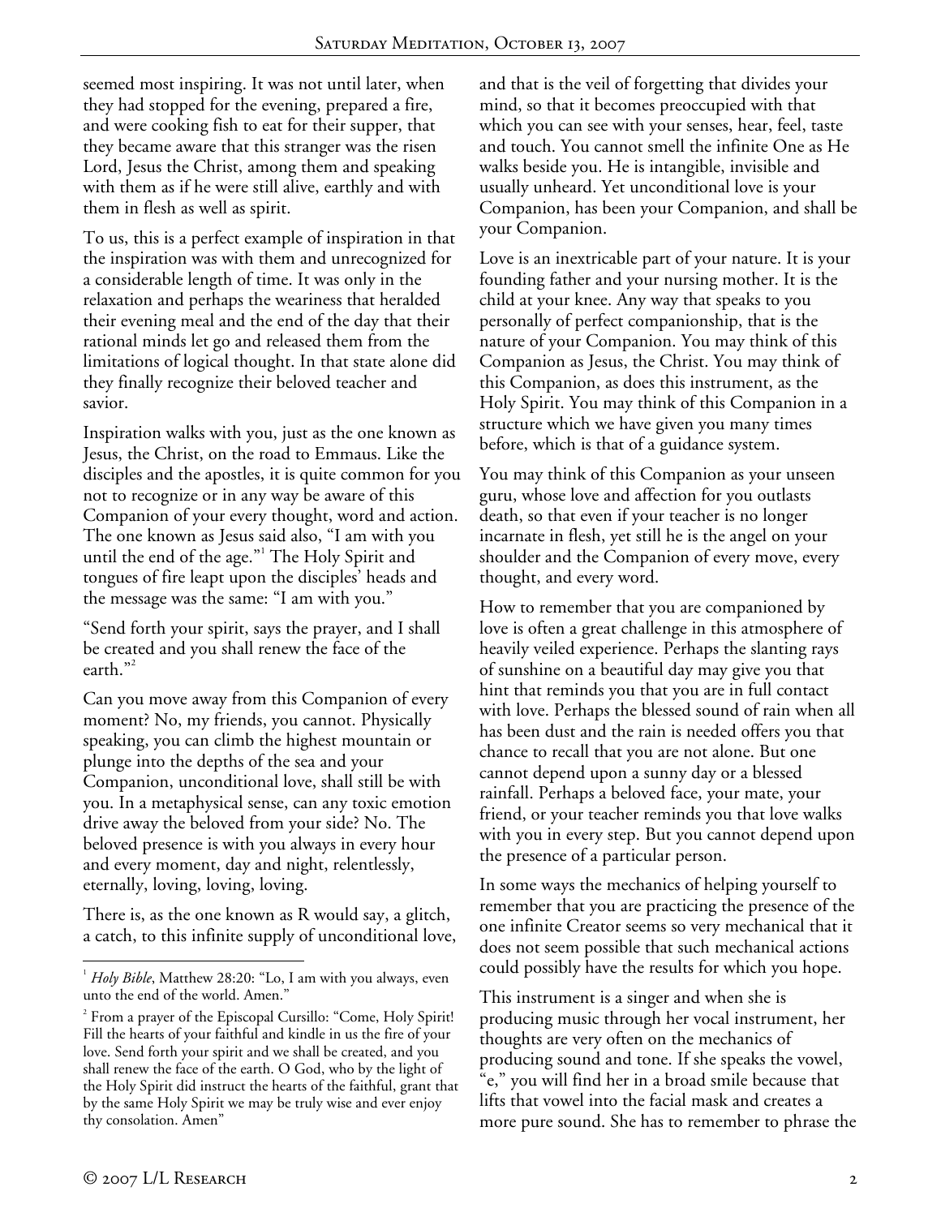seemed most inspiring. It was not until later, when they had stopped for the evening, prepared a fire, and were cooking fish to eat for their supper, that they became aware that this stranger was the risen Lord, Jesus the Christ, among them and speaking with them as if he were still alive, earthly and with them in flesh as well as spirit.

To us, this is a perfect example of inspiration in that the inspiration was with them and unrecognized for a considerable length of time. It was only in the relaxation and perhaps the weariness that heralded their evening meal and the end of the day that their rational minds let go and released them from the limitations of logical thought. In that state alone did they finally recognize their beloved teacher and savior.

Inspiration walks with you, just as the one known as Jesus, the Christ, on the road to Emmaus. Like the disciples and the apostles, it is quite common for you not to recognize or in any way be aware of this Companion of your every thought, word and action. The one known as Jesus said also, "I am with you until the end of the age."[1] The Holy Spirit and tongues of fire leapt upon the disciples' heads and the message was the same: "I am with you."

"Send forth your spirit, says the prayer, and I shall be created and you shall renew the face of the earth."[2]

Can you move away from this Companion of every moment? No, my friends, you cannot. Physically speaking, you can climb the highest mountain or plunge into the depths of the sea and your Companion, unconditional love, shall still be with you. In a metaphysical sense, can any toxic emotion drive away the beloved from your side? No. The beloved presence is with you always in every hour and every moment, day and night, relentlessly, eternally, loving, loving, loving.

There is, as the one known as R would say, a glitch, a catch, to this infinite supply of unconditional love, and that is the veil of forgetting that divides your mind, so that it becomes preoccupied with that which you can see with your senses, hear, feel, taste and touch. You cannot smell the infinite One as He walks beside you. He is intangible, invisible and usually unheard. Yet unconditional love is your Companion, has been your Companion, and shall be your Companion.

Love is an inextricable part of your nature. It is your founding father and your nursing mother. It is the child at your knee. Any way that speaks to you personally of perfect companionship, that is the nature of your Companion. You may think of this Companion as Jesus, the Christ. You may think of this Companion, as does this instrument, as the Holy Spirit. You may think of this Companion in a structure which we have given you many times before, which is that of a guidance system.

You may think of this Companion as your unseen guru, whose love and affection for you outlasts death, so that even if your teacher is no longer incarnate in flesh, yet still he is the angel on your shoulder and the Companion of every move, every thought, and every word.

How to remember that you are companioned by love is often a great challenge in this atmosphere of heavily veiled experience. Perhaps the slanting rays of sunshine on a beautiful day may give you that hint that reminds you that you are in full contact with love. Perhaps the blessed sound of rain when all has been dust and the rain is needed offers you that chance to recall that you are not alone. But one cannot depend upon a sunny day or a blessed rainfall. Perhaps a beloved face, your mate, your friend, or your teacher reminds you that love walks with you in every step. But you cannot depend upon the presence of a particular person.

In some ways the mechanics of helping yourself to remember that you are practicing the presence of the one infinite Creator seems so very mechanical that it does not seem possible that such mechanical actions could possibly have the results for which you hope.

This instrument is a singer and when she is producing music through her vocal instrument, her thoughts are very often on the mechanics of producing sound and tone. If she speaks the vowel, "e," you will find her in a broad smile because that lifts that vowel into the facial mask and creates a more pure sound. She has to remember to phrase the

---

[1] *Holy Bible*, Matthew 28:20: "Lo, I am with you always, even unto the end of the world. Amen."

[2] From a prayer of the Episcopal Cursillo: "Come, Holy Spirit! Fill the hearts of your faithful and kindle in us the fire of your love. Send forth your spirit and we shall be created, and you shall renew the face of the earth. O God, who by the light of the Holy Spirit did instruct the hearts of the faithful, grant that by the same Holy Spirit we may be truly wise and ever enjoy thy consolation. Amen"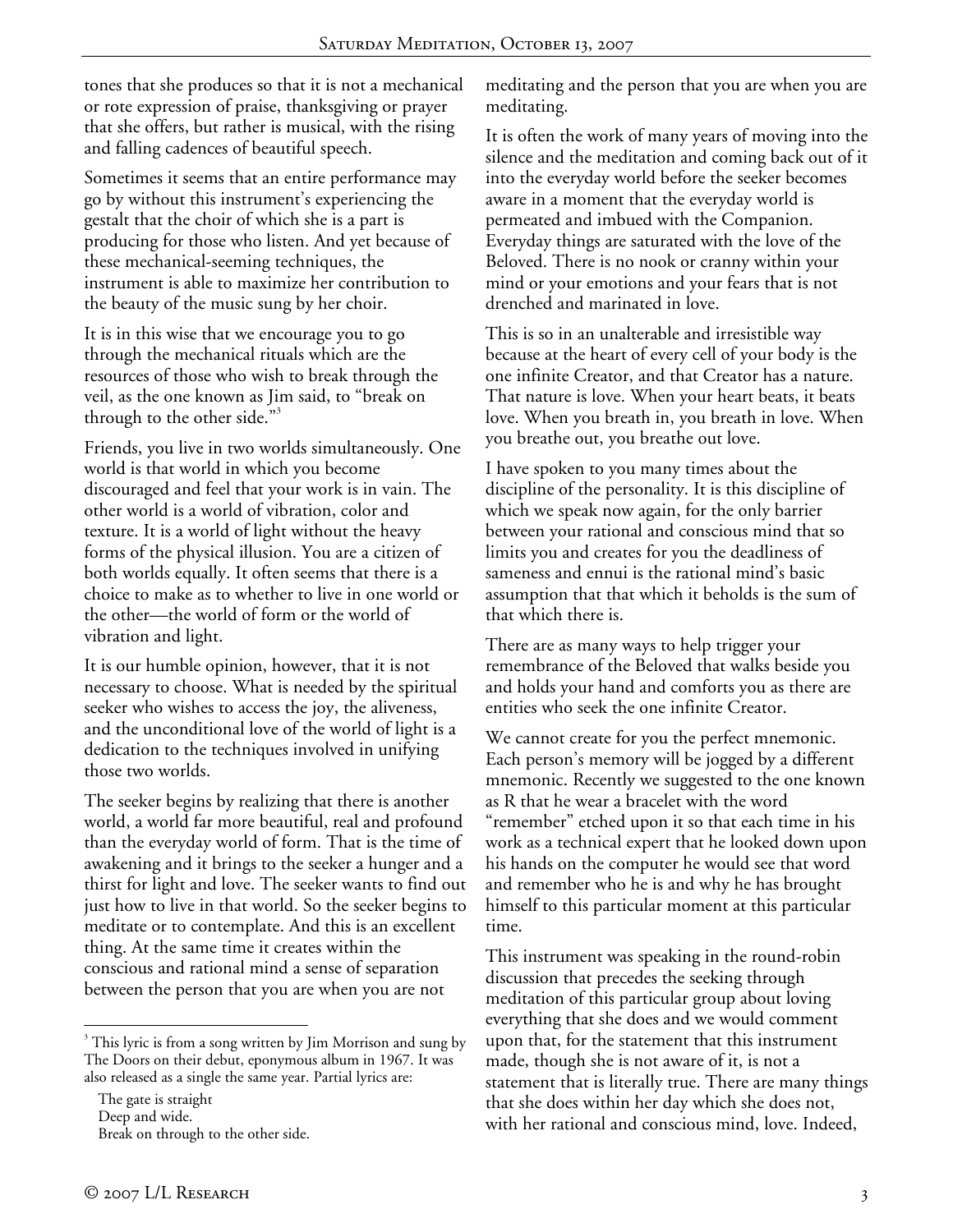tones that she produces so that it is not a mechanical or rote expression of praise, thanksgiving or prayer that she offers, but rather is musical, with the rising and falling cadences of beautiful speech.

Sometimes it seems that an entire performance may go by without this instrument's experiencing the gestalt that the choir of which she is a part is producing for those who listen. And yet because of these mechanical-seeming techniques, the instrument is able to maximize her contribution to the beauty of the music sung by her choir.

It is in this wise that we encourage you to go through the mechanical rituals which are the resources of those who wish to break through the veil, as the one known as Jim said, to "break on through to the other side."[3]

Friends, you live in two worlds simultaneously. One world is that world in which you become discouraged and feel that your work is in vain. The other world is a world of vibration, color and texture. It is a world of light without the heavy forms of the physical illusion. You are a citizen of both worlds equally. It often seems that there is a choice to make as to whether to live in one world or the other—the world of form or the world of vibration and light.

It is our humble opinion, however, that it is not necessary to choose. What is needed by the spiritual seeker who wishes to access the joy, the aliveness, and the unconditional love of the world of light is a dedication to the techniques involved in unifying those two worlds.

The seeker begins by realizing that there is another world, a world far more beautiful, real and profound than the everyday world of form. That is the time of awakening and it brings to the seeker a hunger and a thirst for light and love. The seeker wants to find out just how to live in that world. So the seeker begins to meditate or to contemplate. And this is an excellent thing. At the same time it creates within the conscious and rational mind a sense of separation between the person that you are when you are not meditating and the person that you are when you are meditating.

It is often the work of many years of moving into the silence and the meditation and coming back out of it into the everyday world before the seeker becomes aware in a moment that the everyday world is permeated and imbued with the Companion. Everyday things are saturated with the love of the Beloved. There is no nook or cranny within your mind or your emotions and your fears that is not drenched and marinated in love.

This is so in an unalterable and irresistible way because at the heart of every cell of your body is the one infinite Creator, and that Creator has a nature. That nature is love. When your heart beats, it beats love. When you breath in, you breath in love. When you breathe out, you breathe out love.

I have spoken to you many times about the discipline of the personality. It is this discipline of which we speak now again, for the only barrier between your rational and conscious mind that so limits you and creates for you the deadliness of sameness and ennui is the rational mind's basic assumption that that which it beholds is the sum of that which there is.

There are as many ways to help trigger your remembrance of the Beloved that walks beside you and holds your hand and comforts you as there are entities who seek the one infinite Creator.

We cannot create for you the perfect mnemonic. Each person's memory will be jogged by a different mnemonic. Recently we suggested to the one known as R that he wear a bracelet with the word "remember" etched upon it so that each time in his work as a technical expert that he looked down upon his hands on the computer he would see that word and remember who he is and why he has brought himself to this particular moment at this particular time.

This instrument was speaking in the round-robin discussion that precedes the seeking through meditation of this particular group about loving everything that she does and we would comment upon that, for the statement that this instrument made, though she is not aware of it, is not a statement that is literally true. There are many things that she does within her day which she does not, with her rational and conscious mind, love. Indeed,

---

[3] This lyric is from a song written by Jim Morrison and sung by The Doors on their debut, eponymous album in 1967. It was also released as a single the same year. Partial lyrics are:

The gate is straight
Deep and wide.
Break on through to the other side.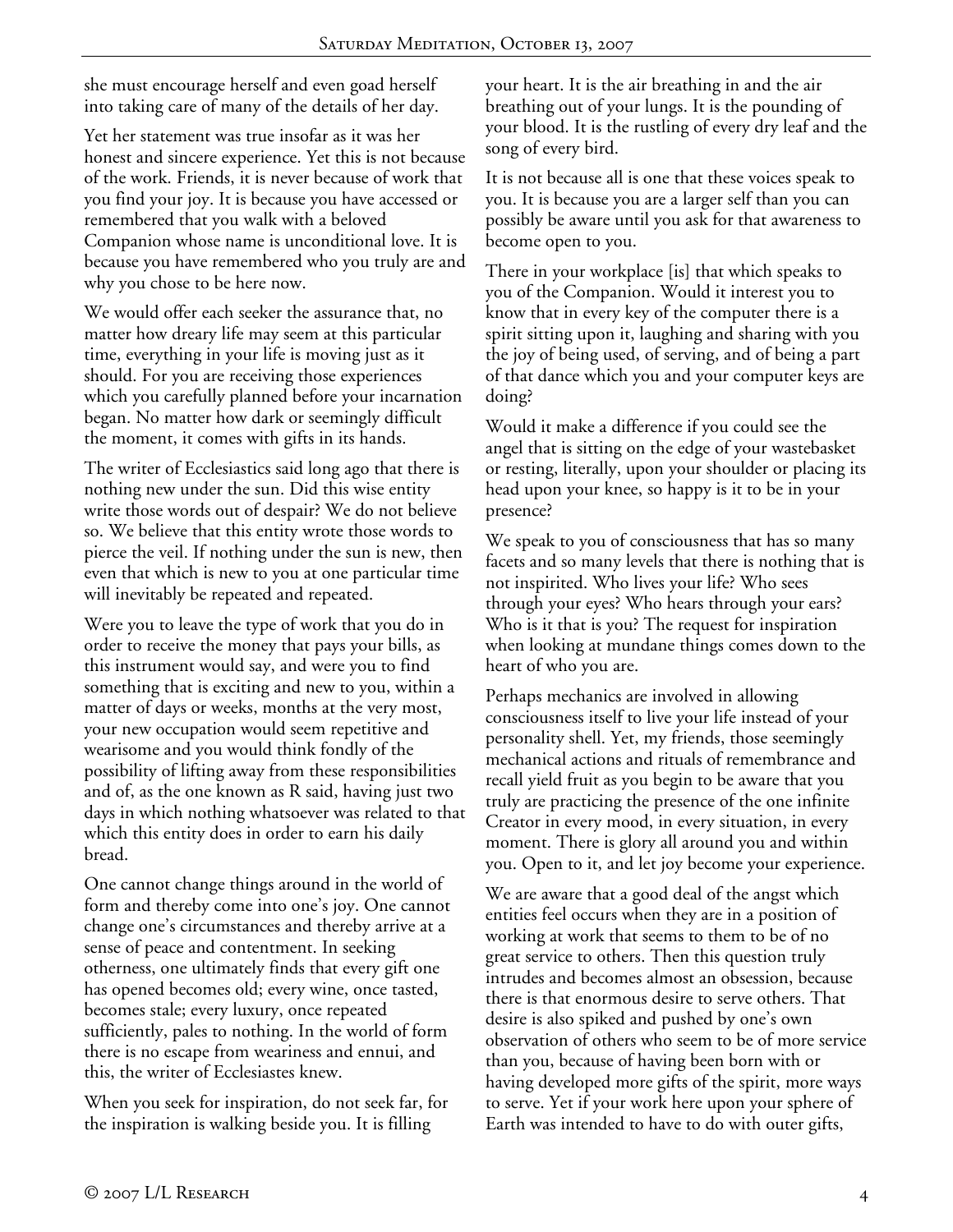she must encourage herself and even goad herself into taking care of many of the details of her day.

Yet her statement was true insofar as it was her honest and sincere experience. Yet this is not because of the work. Friends, it is never because of work that you find your joy. It is because you have accessed or remembered that you walk with a beloved Companion whose name is unconditional love. It is because you have remembered who you truly are and why you chose to be here now.

We would offer each seeker the assurance that, no matter how dreary life may seem at this particular time, everything in your life is moving just as it should. For you are receiving those experiences which you carefully planned before your incarnation began. No matter how dark or seemingly difficult the moment, it comes with gifts in its hands.

The writer of Ecclesiastics said long ago that there is nothing new under the sun. Did this wise entity write those words out of despair? We do not believe so. We believe that this entity wrote those words to pierce the veil. If nothing under the sun is new, then even that which is new to you at one particular time will inevitably be repeated and repeated.

Were you to leave the type of work that you do in order to receive the money that pays your bills, as this instrument would say, and were you to find something that is exciting and new to you, within a matter of days or weeks, months at the very most, your new occupation would seem repetitive and wearisome and you would think fondly of the possibility of lifting away from these responsibilities and of, as the one known as R said, having just two days in which nothing whatsoever was related to that which this entity does in order to earn his daily bread.

One cannot change things around in the world of form and thereby come into one's joy. One cannot change one's circumstances and thereby arrive at a sense of peace and contentment. In seeking otherness, one ultimately finds that every gift one has opened becomes old; every wine, once tasted, becomes stale; every luxury, once repeated sufficiently, pales to nothing. In the world of form there is no escape from weariness and ennui, and this, the writer of Ecclesiastes knew.

When you seek for inspiration, do not seek far, for the inspiration is walking beside you. It is filling your heart. It is the air breathing in and the air breathing out of your lungs. It is the pounding of your blood. It is the rustling of every dry leaf and the song of every bird.

It is not because all is one that these voices speak to you. It is because you are a larger self than you can possibly be aware until you ask for that awareness to become open to you.

There in your workplace [is] that which speaks to you of the Companion. Would it interest you to know that in every key of the computer there is a spirit sitting upon it, laughing and sharing with you the joy of being used, of serving, and of being a part of that dance which you and your computer keys are doing?

Would it make a difference if you could see the angel that is sitting on the edge of your wastebasket or resting, literally, upon your shoulder or placing its head upon your knee, so happy is it to be in your presence?

We speak to you of consciousness that has so many facets and so many levels that there is nothing that is not inspirited. Who lives your life? Who sees through your eyes? Who hears through your ears? Who is it that is you? The request for inspiration when looking at mundane things comes down to the heart of who you are.

Perhaps mechanics are involved in allowing consciousness itself to live your life instead of your personality shell. Yet, my friends, those seemingly mechanical actions and rituals of remembrance and recall yield fruit as you begin to be aware that you truly are practicing the presence of the one infinite Creator in every mood, in every situation, in every moment. There is glory all around you and within you. Open to it, and let joy become your experience.

We are aware that a good deal of the angst which entities feel occurs when they are in a position of working at work that seems to them to be of no great service to others. Then this question truly intrudes and becomes almost an obsession, because there is that enormous desire to serve others. That desire is also spiked and pushed by one's own observation of others who seem to be of more service than you, because of having been born with or having developed more gifts of the spirit, more ways to serve. Yet if your work here upon your sphere of Earth was intended to have to do with outer gifts,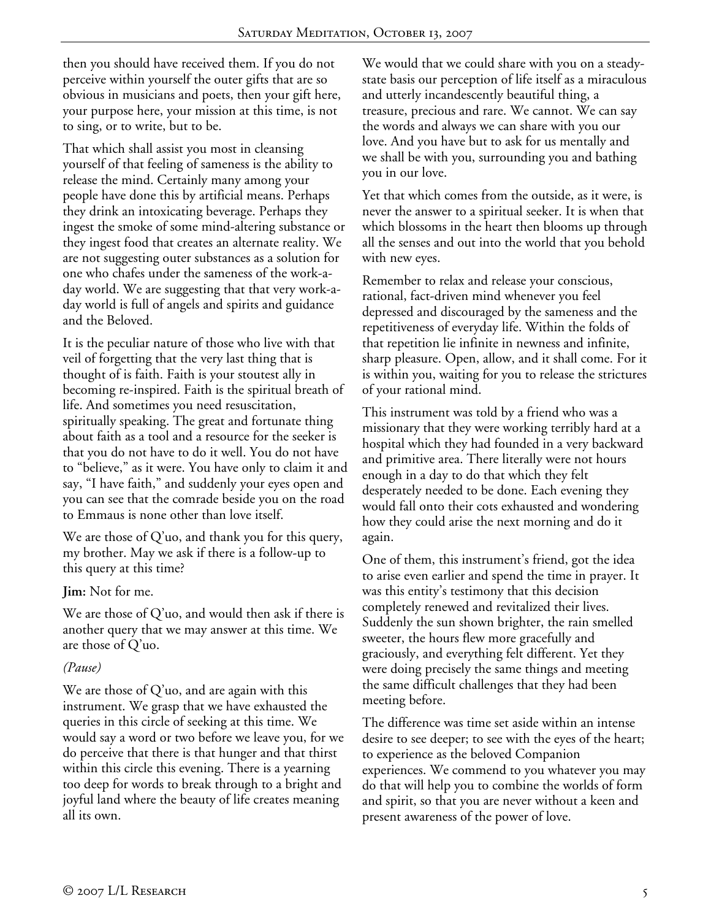then you should have received them. If you do not perceive within yourself the outer gifts that are so obvious in musicians and poets, then your gift here, your purpose here, your mission at this time, is not to sing, or to write, but to be.

That which shall assist you most in cleansing yourself of that feeling of sameness is the ability to release the mind. Certainly many among your people have done this by artificial means. Perhaps they drink an intoxicating beverage. Perhaps they ingest the smoke of some mind-altering substance or they ingest food that creates an alternate reality. We are not suggesting outer substances as a solution for one who chafes under the sameness of the work-a-day world. We are suggesting that that very work-a-day world is full of angels and spirits and guidance and the Beloved.

It is the peculiar nature of those who live with that veil of forgetting that the very last thing that is thought of is faith. Faith is your stoutest ally in becoming re-inspired. Faith is the spiritual breath of life. And sometimes you need resuscitation, spiritually speaking. The great and fortunate thing about faith as a tool and a resource for the seeker is that you do not have to do it well. You do not have to "believe," as it were. You have only to claim it and say, "I have faith," and suddenly your eyes open and you can see that the comrade beside you on the road to Emmaus is none other than love itself.

We are those of Q'uo, and thank you for this query, my brother. May we ask if there is a follow-up to this query at this time?

**Jim:** Not for me.

We are those of Q'uo, and would then ask if there is another query that we may answer at this time. We are those of Q'uo.

*(Pause)*

We are those of Q'uo, and are again with this instrument. We grasp that we have exhausted the queries in this circle of seeking at this time. We would say a word or two before we leave you, for we do perceive that there is that hunger and that thirst within this circle this evening. There is a yearning too deep for words to break through to a bright and joyful land where the beauty of life creates meaning all its own.

We would that we could share with you on a steady-state basis our perception of life itself as a miraculous and utterly incandescently beautiful thing, a treasure, precious and rare. We cannot. We can say the words and always we can share with you our love. And you have but to ask for us mentally and we shall be with you, surrounding you and bathing you in our love.

Yet that which comes from the outside, as it were, is never the answer to a spiritual seeker. It is when that which blossoms in the heart then blooms up through all the senses and out into the world that you behold with new eyes.

Remember to relax and release your conscious, rational, fact-driven mind whenever you feel depressed and discouraged by the sameness and the repetitiveness of everyday life. Within the folds of that repetition lie infinite in newness and infinite, sharp pleasure. Open, allow, and it shall come. For it is within you, waiting for you to release the strictures of your rational mind.

This instrument was told by a friend who was a missionary that they were working terribly hard at a hospital which they had founded in a very backward and primitive area. There literally were not hours enough in a day to do that which they felt desperately needed to be done. Each evening they would fall onto their cots exhausted and wondering how they could arise the next morning and do it again.

One of them, this instrument's friend, got the idea to arise even earlier and spend the time in prayer. It was this entity's testimony that this decision completely renewed and revitalized their lives. Suddenly the sun shown brighter, the rain smelled sweeter, the hours flew more gracefully and graciously, and everything felt different. Yet they were doing precisely the same things and meeting the same difficult challenges that they had been meeting before.

The difference was time set aside within an intense desire to see deeper; to see with the eyes of the heart; to experience as the beloved Companion experiences. We commend to you whatever you may do that will help you to combine the worlds of form and spirit, so that you are never without a keen and present awareness of the power of love.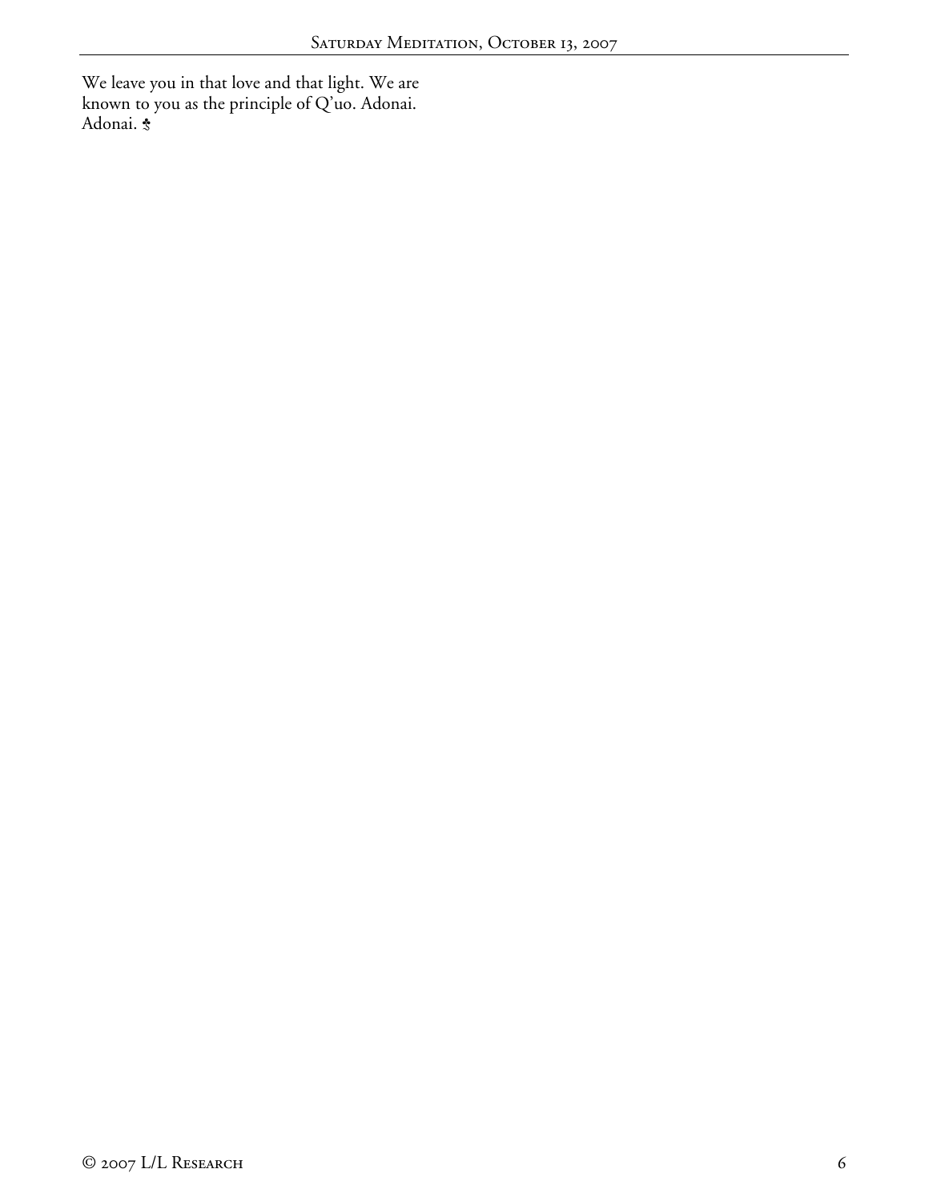We leave you in that love and that light. We are known to you as the principle of Q'uo. Adonai. Adonai. ♰